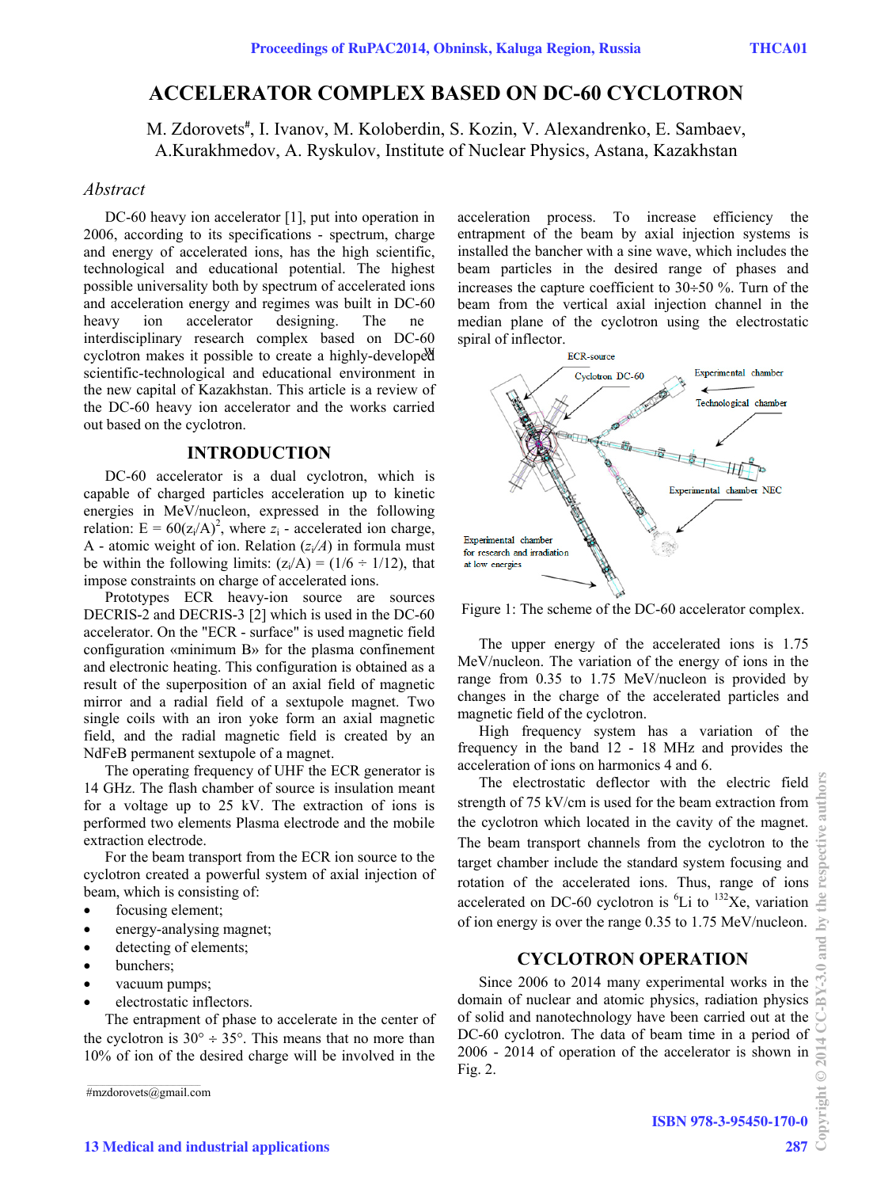# ACCELERATOR COMPLEX BASED ON DC-60 CYCLOTRON

M. Zdorovets#, I. Ivanov, M. Koloberdin, S. Kozin, V. Alexandrenko, E. Sambaev, A.Kurakhmedov, A. Ryskulov, Institute of Nuclear Physics, Astana, Kazakhstan

## *Abstract*

DC-60 heavy ion accelerator [1], put into operation in 2006, according to its specifications - spectrum, charge and energy of accelerated ions, has the high scientific, technological and educational potential. The highest possible universality both by spectrum of accelerated ions and acceleration energy and regimes was built in DC-60 heavy ion accelerator designing. The new interdisciplinary research complex based on DC-60 cyclotron makes it possible to create a highly-developed scientific-technological and educational environment in the new capital of Kazakhstan. This article is a review of the DC-60 heavy ion accelerator and the works carried out based on the cyclotron.

## INTRODUCTION

DC-60 accelerator is a dual cyclotron, which is capable of charged particles acceleration up to kinetic energies in MeV/nucleon, expressed in the following relation: $E = 60(z_i/A)^2$, where $z_i$ - accelerated ion charge, A - atomic weight of ion. Relation $(z_i/A)$ in formula must be within the following limits: $(z_i/A) = (1/6 \div 1/12)$, that impose constraints on charge of accelerated ions.

Prototypes ECR heavy-ion source are sources DECRIS-2 and DECRIS-3 [2] which is used in the DC-60 accelerator. On the "ECR - surface" is used magnetic field configuration «minimum B» for the plasma confinement and electronic heating. This configuration is obtained as a result of the superposition of an axial field of magnetic mirror and a radial field of a sextupole magnet. Two single coils with an iron yoke form an axial magnetic field, and the radial magnetic field is created by an NdFeB permanent sextupole of a magnet.

The operating frequency of UHF the ECR generator is 14 GHz. The flash chamber of source is insulation meant for a voltage up to 25 kV. The extraction of ions is performed two elements Plasma electrode and the mobile extraction electrode.

For the beam transport from the ECR ion source to the cyclotron created a powerful system of axial injection of beam, which is consisting of:

- focusing element;
- energy-analysing magnet;
- detecting of elements;
- bunchers;
- vacuum pumps;
- electrostatic inflectors.

The entrapment of phase to accelerate in the center of the cyclotron is 30° ÷ 35°. This means that no more than 10% of ion of the desired charge will be involved in the acceleration process. To increase efficiency the entrapment of the beam by axial injection systems is installed the bancher with a sine wave, which includes the beam particles in the desired range of phases and increases the capture coefficient to 30÷50 %. Turn of the beam from the vertical axial injection channel in the median plane of the cyclotron using the electrostatic spiral of inflector.

Figure 1: The scheme of the DC-60 accelerator complex.

The upper energy of the accelerated ions is 1.75 MeV/nucleon. The variation of the energy of ions in the range from 0.35 to 1.75 MeV/nucleon is provided by changes in the charge of the accelerated particles and magnetic field of the cyclotron.

High frequency system has a variation of the frequency in the band 12 - 18 MHz and provides the acceleration of ions on harmonics 4 and 6.

The electrostatic deflector with the electric field strength of 75 kV/cm is used for the beam extraction from the cyclotron which located in the cavity of the magnet. The beam transport channels from the cyclotron to the target chamber include the standard system focusing and rotation of the accelerated ions. Thus, range of ions accelerated on DC-60 cyclotron is $^{6}Li$ to $^{132}Xe$, variation of ion energy is over the range 0.35 to 1.75 MeV/nucleon.

## CYCLOTRON OPERATION

Since 2006 to 2014 many experimental works in the domain of nuclear and atomic physics, radiation physics of solid and nanotechnology have been carried out at the DC-60 cyclotron. The data of beam time in a period of 2006 - 2014 of operation of the accelerator is shown in Fig. 2.

#mzdorovets@gmail.com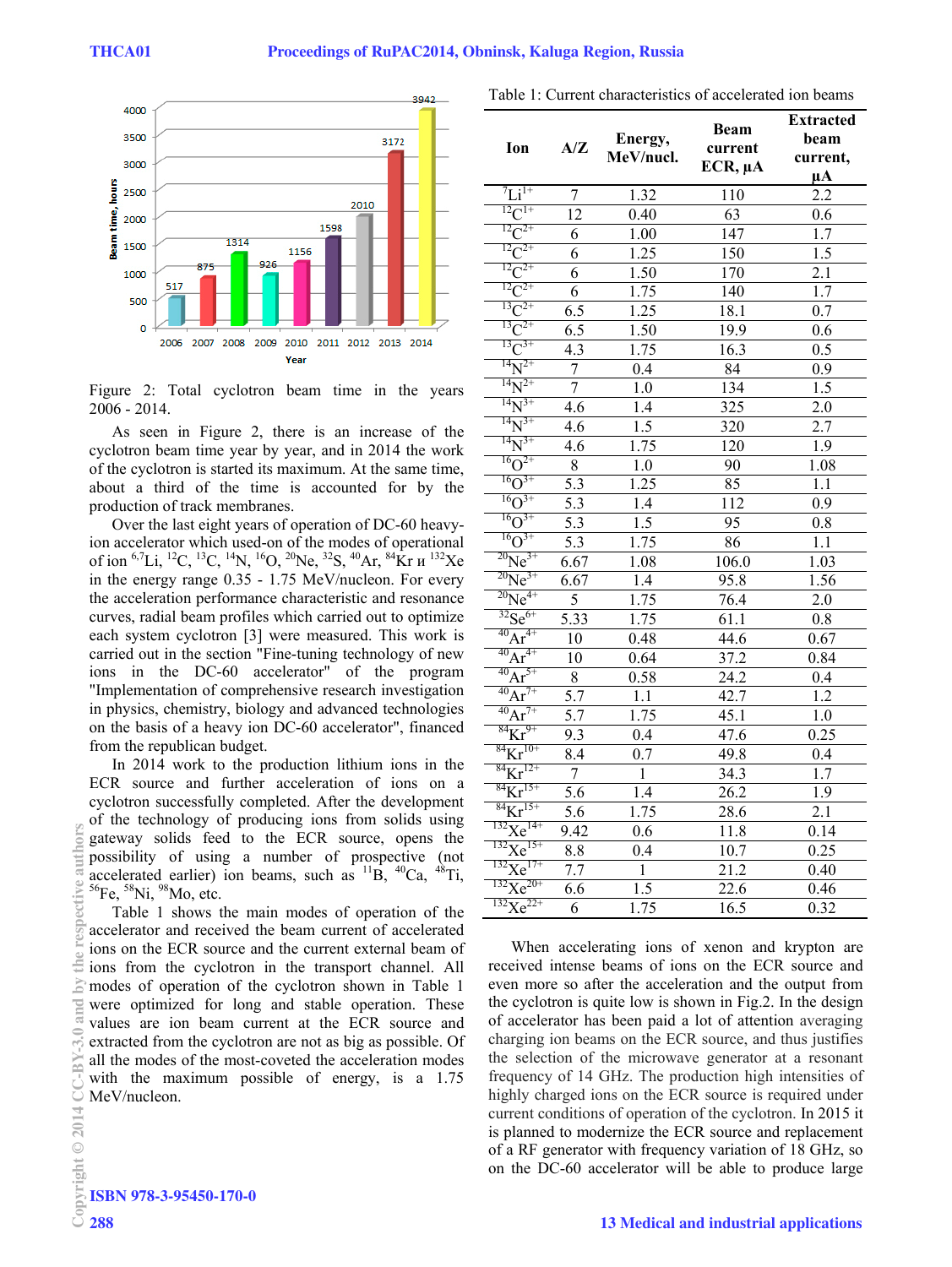Figure 2: Total cyclotron beam time in the years 2006 - 2014.

As seen in Figure 2, there is an increase of the cyclotron beam time year by year, and in 2014 the work of the cyclotron is started its maximum. At the same time, about a third of the time is accounted for by the production of track membranes.

Over the last eight years of operation of DC-60 heavy-ion accelerator which used-on of the modes of operational of ion $^{6,7}Li$, $^{12}C$, $^{13}C$, $^{14}N$, $^{16}O$, $^{20}Ne$, $^{32}S$, $^{40}Ar$, $^{84}Kr$ и $^{132}Xe$ in the energy range 0.35 - 1.75 MeV/nucleon. For every the acceleration performance characteristic and resonance curves, radial beam profiles which carried out to optimize each system cyclotron [3] were measured. This work is carried out in the section "Fine-tuning technology of new ions in the DC-60 accelerator" of the program "Implementation of comprehensive research investigation in physics, chemistry, biology and advanced technologies on the basis of a heavy ion DC-60 accelerator", financed from the republican budget.

In 2014 work to the production lithium ions in the ECR source and further acceleration of ions on a cyclotron successfully completed. After the development of the technology of producing ions from solids using gateway solids feed to the ECR source, opens the possibility of using a number of prospective (not accelerated earlier) ion beams, such as $^{11}B$, $^{40}Ca$, $^{48}Ti$, $^{56}Fe$, $^{58}Ni$, $^{98}Mo$, etc.

Table 1 shows the main modes of operation of the accelerator and received the beam current of accelerated ions on the ECR source and the current external beam of ions from the cyclotron in the transport channel. All modes of operation of the cyclotron shown in Table 1 were optimized for long and stable operation. These values are ion beam current at the ECR source and extracted from the cyclotron are not as big as possible. Of all the modes of the most-coveted the acceleration modes with the maximum possible of energy, is a 1.75 MeV/nucleon.

Table 1: Current characteristics of accelerated ion beams

| Ion | A/Z | Energy, MeV/nucl. | Beam current ECR, μA | Extracted beam current, μA |
|---|---|---|---|---|
| $^{7}Li^{1+}$ | 7 | 1.32 | 110 | 2.2 |
| $^{12}C^{1+}$ | 12 | 0.40 | 63 | 0.6 |
| $^{12}C^{2+}$ | 6 | 1.00 | 147 | 1.7 |
| $^{12}C^{2+}$ | 6 | 1.25 | 150 | 1.5 |
| $^{12}C^{2+}$ | 6 | 1.50 | 170 | 2.1 |
| $^{12}C^{2+}$ | 6 | 1.75 | 140 | 1.7 |
| $^{13}C^{2+}$ | 6.5 | 1.25 | 18.1 | 0.7 |
| $^{13}C^{2+}$ | 6.5 | 1.50 | 19.9 | 0.6 |
| $^{13}C^{3+}$ | 4.3 | 1.75 | 16.3 | 0.5 |
| $^{14}N^{2+}$ | 7 | 0.4 | 84 | 0.9 |
| $^{14}N^{2+}$ | 7 | 1.0 | 134 | 1.5 |
| $^{14}N^{3+}$ | 4.6 | 1.4 | 325 | 2.0 |
| $^{14}N^{3+}$ | 4.6 | 1.5 | 320 | 2.7 |
| $^{14}N^{3+}$ | 4.6 | 1.75 | 120 | 1.9 |
| $^{16}O^{2+}$ | 8 | 1.0 | 90 | 1.08 |
| $^{16}O^{3+}$ | 5.3 | 1.25 | 85 | 1.1 |
| $^{16}O^{3+}$ | 5.3 | 1.4 | 112 | 0.9 |
| $^{16}O^{3+}$ | 5.3 | 1.5 | 95 | 0.8 |
| $^{16}O^{3+}$ | 5.3 | 1.75 | 86 | 1.1 |
| $^{20}Ne^{3+}$ | 6.67 | 1.08 | 106.0 | 1.03 |
| $^{20}Ne^{3+}$ | 6.67 | 1.4 | 95.8 | 1.56 |
| $^{20}Ne^{4+}$ | 5 | 1.75 | 76.4 | 2.0 |
| $^{32}Se^{6+}$ | 5.33 | 1.75 | 61.1 | 0.8 |
| $^{40}Ar^{4+}$ | 10 | 0.48 | 44.6 | 0.67 |
| $^{40}Ar^{4+}$ | 10 | 0.64 | 37.2 | 0.84 |
| $^{40}Ar^{5+}$ | 8 | 0.58 | 24.2 | 0.4 |
| $^{40}Ar^{7+}$ | 5.7 | 1.1 | 42.7 | 1.2 |
| $^{40}Ar^{7+}$ | 5.7 | 1.75 | 45.1 | 1.0 |
| $^{84}Kr^{9+}$ | 9.3 | 0.4 | 47.6 | 0.25 |
| $^{84}Kr^{10+}$ | 8.4 | 0.7 | 49.8 | 0.4 |
| $^{84}Kr^{12+}$ | 7 | 1 | 34.3 | 1.7 |
| $^{84}Kr^{15+}$ | 5.6 | 1.4 | 26.2 | 1.9 |
| $^{84}Kr^{15+}$ | 5.6 | 1.75 | 28.6 | 2.1 |
| $^{132}Xe^{14+}$ | 9.42 | 0.6 | 11.8 | 0.14 |
| $^{132}Xe^{15+}$ | 8.8 | 0.4 | 10.7 | 0.25 |
| $^{132}Xe^{17+}$ | 7.7 | 1 | 21.2 | 0.40 |
| $^{132}Xe^{20+}$ | 6.6 | 1.5 | 22.6 | 0.46 |
| $^{132}Xe^{22+}$ | 6 | 1.75 | 16.5 | 0.32 |

When accelerating ions of xenon and krypton are received intense beams of ions on the ECR source and even more so after the acceleration and the output from the cyclotron is quite low is shown in Fig.2. In the design of accelerator has been paid a lot of attention averaging charging ion beams on the ECR source, and thus justifies the selection of the microwave generator at a resonant frequency of 14 GHz. The production high intensities of highly charged ions on the ECR source is required under current conditions of operation of the cyclotron. In 2015 it is planned to modernize the ECR source and replacement of a RF generator with frequency variation of 18 GHz, so on the DC-60 accelerator will be able to produce large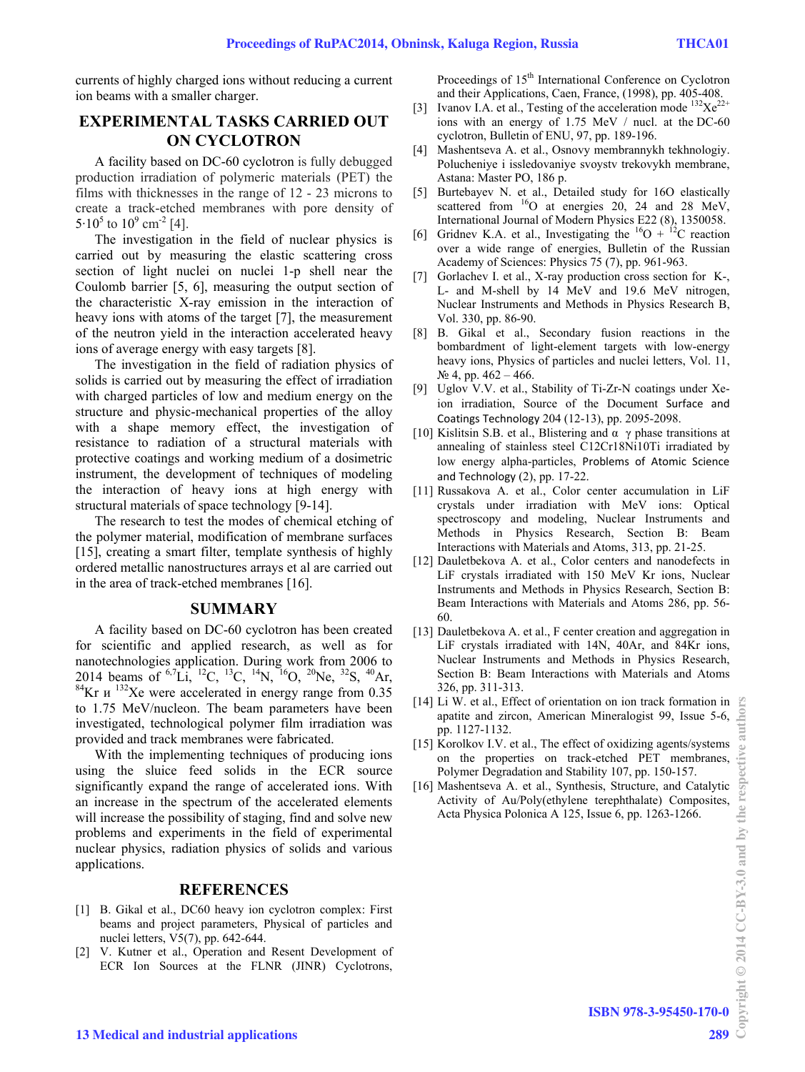currents of highly charged ions without reducing a current ion beams with a smaller charger.

## EXPERIMENTAL TASKS CARRIED OUT ON CYCLOTRON

A facility based on DC-60 cyclotron is fully debugged production irradiation of polymeric materials (PET) the films with thicknesses in the range of 12 - 23 microns to create a track-etched membranes with pore density of $5 \cdot 10^5$ to $10^9$ $cm^{-2}$ [4].

The investigation in the field of nuclear physics is carried out by measuring the elastic scattering cross section of light nuclei on nuclei 1-p shell near the Coulomb barrier [5, 6], measuring the output section of the characteristic X-ray emission in the interaction of heavy ions with atoms of the target [7], the measurement of the neutron yield in the interaction accelerated heavy ions of average energy with easy targets [8].

The investigation in the field of radiation physics of solids is carried out by measuring the effect of irradiation with charged particles of low and medium energy on the structure and physic-mechanical properties of the alloy with a shape memory effect, the investigation of resistance to radiation of a structural materials with protective coatings and working medium of a dosimetric instrument, the development of techniques of modeling the interaction of heavy ions at high energy with structural materials of space technology [9-14].

The research to test the modes of chemical etching of the polymer material, modification of membrane surfaces [15], creating a smart filter, template synthesis of highly ordered metallic nanostructures arrays et al are carried out in the area of track-etched membranes [16].

## SUMMARY

A facility based on DC-60 cyclotron has been created for scientific and applied research, as well as for nanotechnologies application. During work from 2006 to 2014 beams of $^{6,7}$Li, $^{12}$C, $^{13}$C, $^{14}$N, $^{16}$O, $^{20}$Ne, $^{32}$S, $^{40}$Ar, $^{84}$Kr и $^{132}$Xe were accelerated in energy range from 0.35 to 1.75 MeV/nucleon. The beam parameters have been investigated, technological polymer film irradiation was provided and track membranes were fabricated.

With the implementing techniques of producing ions using the sluice feed solids in the ECR source significantly expand the range of accelerated ions. With an increase in the spectrum of the accelerated elements will increase the possibility of staging, find and solve new problems and experiments in the field of experimental nuclear physics, radiation physics of solids and various applications.

## REFERENCES

[1] B. Gikal et al., DC60 heavy ion cyclotron complex: First beams and project parameters, Physical of particles and nuclei letters, V5(7), pp. 642-644.

[2] V. Kutner et al., Operation and Resent Development of ECR Ion Sources at the FLNR (JINR) Cyclotrons, Proceedings of 15th International Conference on Cyclotron and their Applications, Caen, France, (1998), pp. 405-408.

[3] Ivanov I.A. et al., Testing of the acceleration mode $^{132}Xe^{22+}$ ions with an energy of 1.75 MeV / nucl. at the DC-60 cyclotron, Bulletin of ENU, 97, pp. 189-196.

[4] Mashentseva A. et al., Osnovy membrannykh tekhnologiy. Polucheniye i issledovaniye svoystv trekovykh membrane, Astana: Master PO, 186 p.

[5] Burtebayev N. et al., Detailed study for 16O elastically scattered from $^{16}$O at energies 20, 24 and 28 MeV, International Journal of Modern Physics E22 (8), 1350058.

[6] Gridnev K.A. et al., Investigating the $^{16}$O + $^{12}$C reaction over a wide range of energies, Bulletin of the Russian Academy of Sciences: Physics 75 (7), pp. 962-963.

[7] Gorlachev I. et al., X-ray production cross section for K-, L- and M-shell by 14 MeV and 19.6 MeV nitrogen, Nuclear Instruments and Methods in Physics Research B, Vol. 330, pp. 86-90.

[8] B. Gikal et al., Secondary fusion reactions in the bombardment of light-element targets with low-energy heavy ions, Physics of particles and nuclei letters, Vol. 11, № 4, pp. 462 – 466.

[9] Uglov V.V. et al., Stability of Ti-Zr-N coatings under Xe-ion irradiation, Source of the Document Surface and Coatings Technology 204 (12-13), pp. 2095-2098.

[10] Kislitsin S.B. et al., Blistering and α γ phase transitions at annealing of stainless steel C12Cr18Ni10Ti irradiated by low energy alpha-particles, Problems of Atomic Science and Technology (2), pp. 17-22.

[11] Russakova A. et al., Color center accumulation in LiF crystals under irradiation with MeV ions: Optical spectroscopy and modeling, Nuclear Instruments and Methods in Physics Research, Section B: Beam Interactions with Materials and Atoms, 313, pp. 21-25.

[12] Dauletbekova A. et al., Color centers and nanodefects in LiF crystals irradiated with 150 MeV Kr ions, Nuclear Instruments and Methods in Physics Research, Section B: Beam Interactions with Materials and Atoms 286, pp. 56-60.

[13] Dauletbekova A. et al., F center creation and aggregation in LiF crystals irradiated with 14N, 40Ar, and 84Kr ions, Nuclear Instruments and Methods in Physics Research, Section B: Beam Interactions with Materials and Atoms 326, pp. 311-313.

[14] Li W. et al., Effect of orientation on ion track formation in apatite and zircon, American Mineralogist 99, Issue 5-6, pp. 1127-1132.

[15] Korolkov I.V. et al., The effect of oxidizing agents/systems on the properties on track-etched PET membranes, Polymer Degradation and Stability 107, pp. 150-157.

[16] Mashentseva A. et al., Synthesis, Structure, and Catalytic Activity of Au/Poly(ethylene terephthalate) Composites, Acta Physica Polonica A 125, Issue 6, pp. 1263-1266.